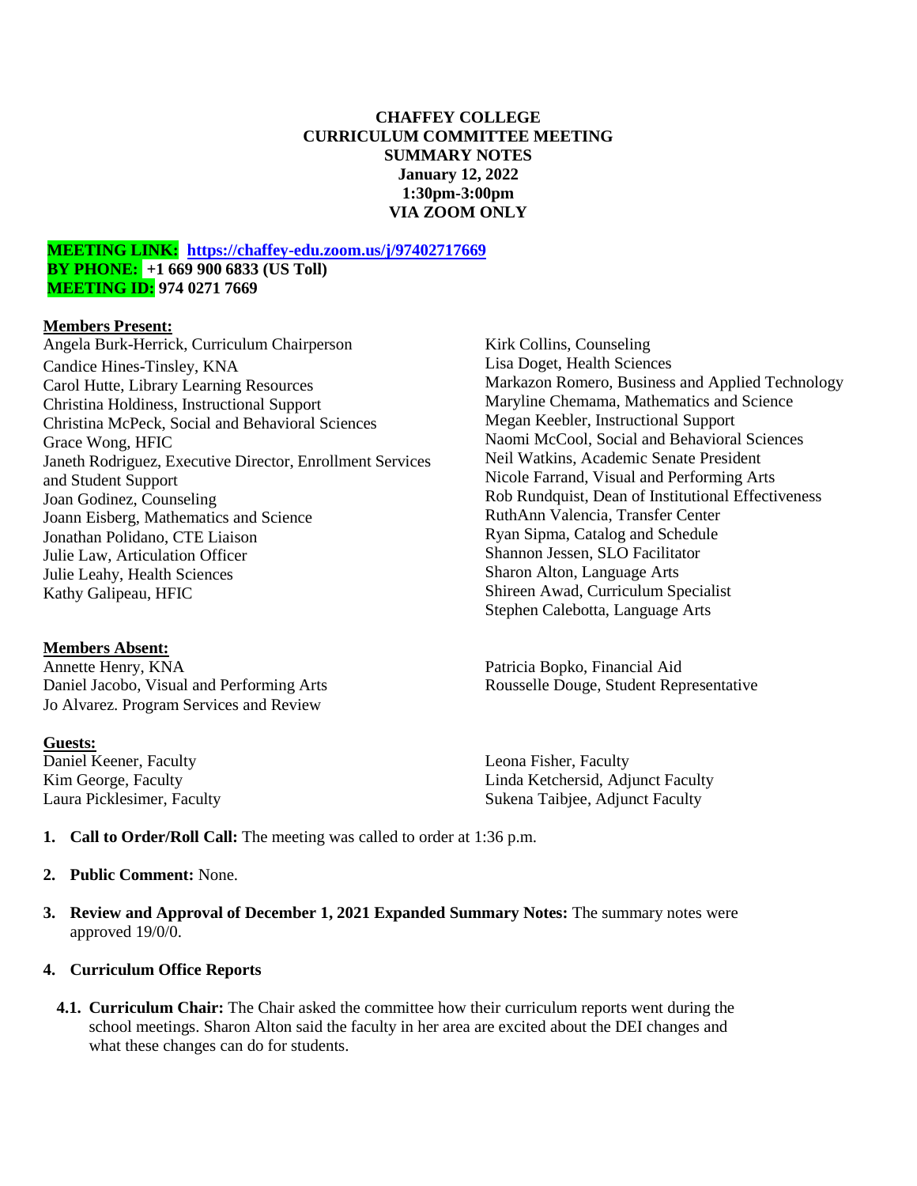# CHAFFEY COLLEGE
## CURRICULUM COMMITTEE MEETING
## SUMMARY NOTES
**January 12, 2022**
**1:30pm-3:00pm**
**VIA ZOOM ONLY**

**MEETING LINK:** **https://chaffey-edu.zoom.us/j/97402717669**
**BY PHONE:** **+1 669 900 6833 (US Toll)**
**MEETING ID:** **974 0271 7669**

**Members Present:**

Angela Burk-Herrick, Curriculum Chairperson
Candice Hines-Tinsley, KNA
Carol Hutte, Library Learning Resources
Christina Holdiness, Instructional Support
Christina McPeck, Social and Behavioral Sciences
Grace Wong, HFIC
Janeth Rodriguez, Executive Director, Enrollment Services and Student Support
Joan Godinez, Counseling
Joann Eisberg, Mathematics and Science
Jonathan Polidano, CTE Liaison
Julie Law, Articulation Officer
Julie Leahy, Health Sciences
Kathy Galipeau, HFIC
Kirk Collins, Counseling
Lisa Doget, Health Sciences
Markazon Romero, Business and Applied Technology
Maryline Chemama, Mathematics and Science
Megan Keebler, Instructional Support
Naomi McCool, Social and Behavioral Sciences
Neil Watkins, Academic Senate President
Nicole Farrand, Visual and Performing Arts
Rob Rundquist, Dean of Institutional Effectiveness
RuthAnn Valencia, Transfer Center
Ryan Sipma, Catalog and Schedule
Shannon Jessen, SLO Facilitator
Sharon Alton, Language Arts
Shireen Awad, Curriculum Specialist
Stephen Calebotta, Language Arts

**Members Absent:**

Annette Henry, KNA
Daniel Jacobo, Visual and Performing Arts
Jo Alvarez. Program Services and Review
Patricia Bopko, Financial Aid
Rousselle Douge, Student Representative

**Guests:**

Daniel Keener, Faculty
Kim George, Faculty
Laura Picklesimer, Faculty
Leona Fisher, Faculty
Linda Ketchersid, Adjunct Faculty
Sukena Taibjee, Adjunct Faculty

1. **Call to Order/Roll Call:** The meeting was called to order at 1:36 p.m.

2. **Public Comment:** None.

3. **Review and Approval of December 1, 2021 Expanded Summary Notes:** The summary notes were approved 19/0/0.

4. **Curriculum Office Reports**

   4.1. **Curriculum Chair:** The Chair asked the committee how their curriculum reports went during the school meetings. Sharon Alton said the faculty in her area are excited about the DEI changes and what these changes can do for students.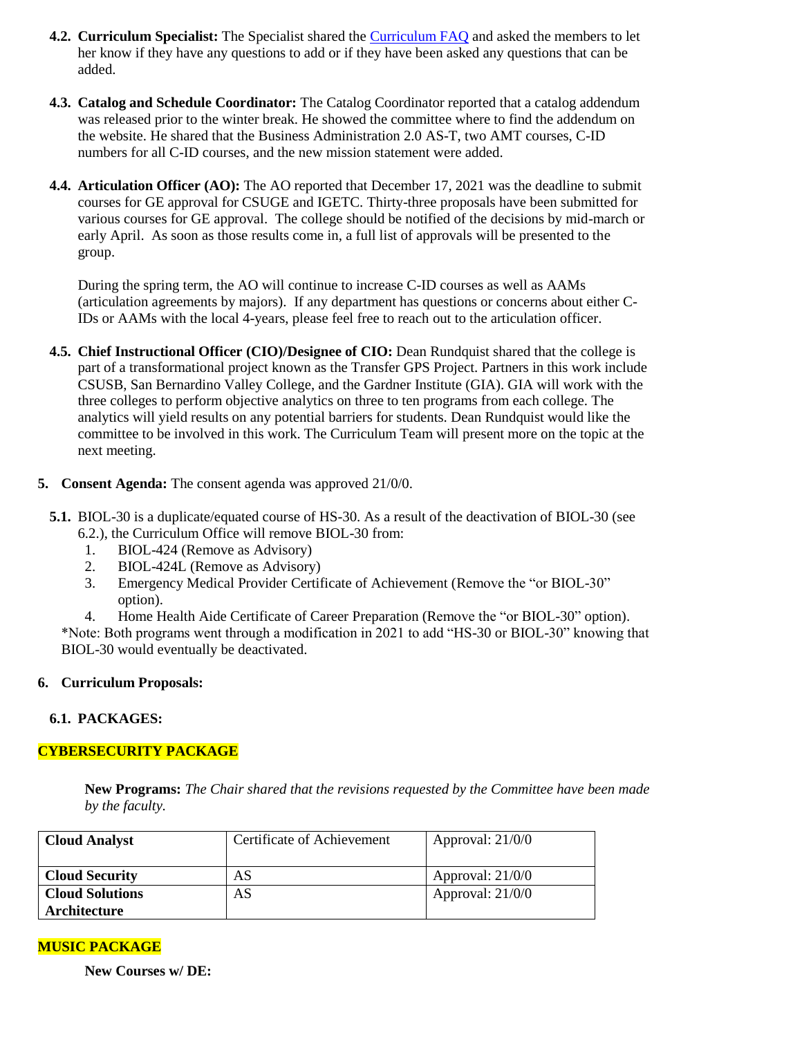**4.2. Curriculum Specialist:** The Specialist shared the Curriculum FAQ and asked the members to let her know if they have any questions to add or if they have been asked any questions that can be added.

**4.3. Catalog and Schedule Coordinator:** The Catalog Coordinator reported that a catalog addendum was released prior to the winter break. He showed the committee where to find the addendum on the website. He shared that the Business Administration 2.0 AS-T, two AMT courses, C-ID numbers for all C-ID courses, and the new mission statement were added.

**4.4. Articulation Officer (AO):** The AO reported that December 17, 2021 was the deadline to submit courses for GE approval for CSUGE and IGETC. Thirty-three proposals have been submitted for various courses for GE approval. The college should be notified of the decisions by mid-march or early April. As soon as those results come in, a full list of approvals will be presented to the group.

During the spring term, the AO will continue to increase C-ID courses as well as AAMs (articulation agreements by majors). If any department has questions or concerns about either C-IDs or AAMs with the local 4-years, please feel free to reach out to the articulation officer.

**4.5. Chief Instructional Officer (CIO)/Designee of CIO:** Dean Rundquist shared that the college is part of a transformational project known as the Transfer GPS Project. Partners in this work include CSUSB, San Bernardino Valley College, and the Gardner Institute (GIA). GIA will work with the three colleges to perform objective analytics on three to ten programs from each college. The analytics will yield results on any potential barriers for students. Dean Rundquist would like the committee to be involved in this work. The Curriculum Team will present more on the topic at the next meeting.

**5. Consent Agenda:** The consent agenda was approved 21/0/0.

**5.1.** BIOL-30 is a duplicate/equated course of HS-30. As a result of the deactivation of BIOL-30 (see 6.2.), the Curriculum Office will remove BIOL-30 from:

1. BIOL-424 (Remove as Advisory)
2. BIOL-424L (Remove as Advisory)
3. Emergency Medical Provider Certificate of Achievement (Remove the "or BIOL-30" option).
4. Home Health Aide Certificate of Career Preparation (Remove the "or BIOL-30" option).

*Note: Both programs went through a modification in 2021 to add "HS-30 or BIOL-30" knowing that BIOL-30 would eventually be deactivated.

**6. Curriculum Proposals:**

**6.1. PACKAGES:**

**CYBERSECURITY PACKAGE**

**New Programs:** *The Chair shared that the revisions requested by the Committee have been made by the faculty.*

| **Cloud Analyst** | Certificate of Achievement | Approval: 21/0/0 |
|---|---|---|
| **Cloud Security** | AS | Approval: 21/0/0 |
| **Cloud Solutions Architecture** | AS | Approval: 21/0/0 |

**MUSIC PACKAGE**

**New Courses w/ DE:**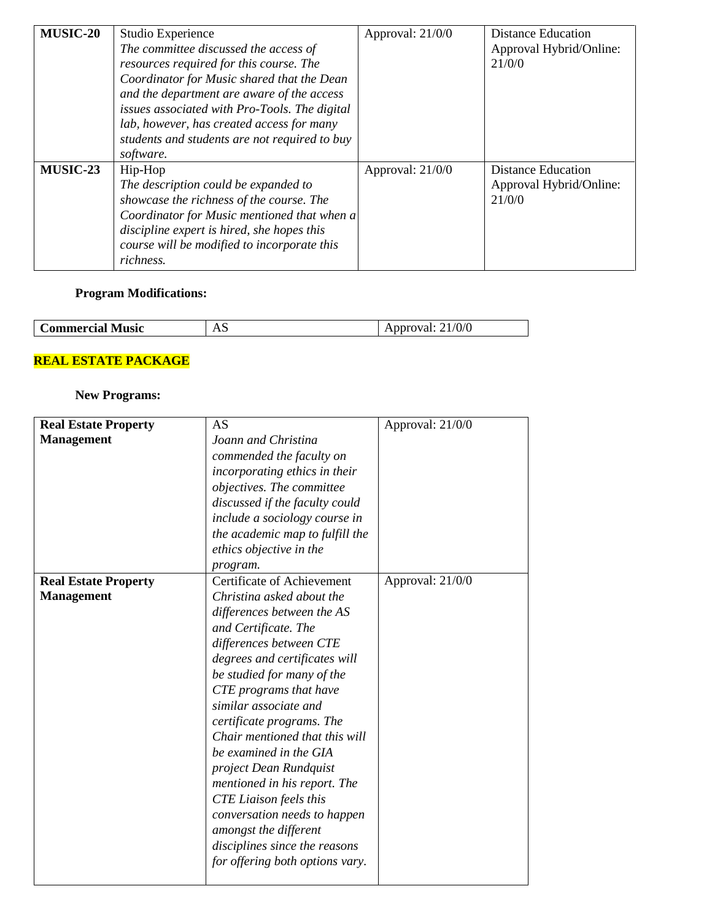| | | | |
|---|---|---|---|
| **MUSIC-20** | Studio Experience *The committee discussed the access of resources required for this course. The Coordinator for Music shared that the Dean and the department are aware of the access issues associated with Pro-Tools. The digital lab, however, has created access for many students and students are not required to buy software.* | Approval: 21/0/0 | Distance Education Approval Hybrid/Online: 21/0/0 |
| **MUSIC-23** | Hip-Hop *The description could be expanded to showcase the richness of the course. The Coordinator for Music mentioned that when a discipline expert is hired, she hopes this course will be modified to incorporate this richness.* | Approval: 21/0/0 | Distance Education Approval Hybrid/Online: 21/0/0 |

**Program Modifications:**

| | | |
|---|---|---|
| **Commercial Music** | AS | Approval: 21/0/0 |

**REAL ESTATE PACKAGE**

**New Programs:**

| | | |
|---|---|---|
| **Real Estate Property Management** | AS *Joann and Christina commended the faculty on incorporating ethics in their objectives. The committee discussed if the faculty could include a sociology course in the academic map to fulfill the ethics objective in the program.* | Approval: 21/0/0 |
| **Real Estate Property Management** | Certificate of Achievement *Christina asked about the differences between the AS and Certificate. The differences between CTE degrees and certificates will be studied for many of the CTE programs that have similar associate and certificate programs. The Chair mentioned that this will be examined in the GIA project Dean Rundquist mentioned in his report. The CTE Liaison feels this conversation needs to happen amongst the different disciplines since the reasons for offering both options vary.* | Approval: 21/0/0 |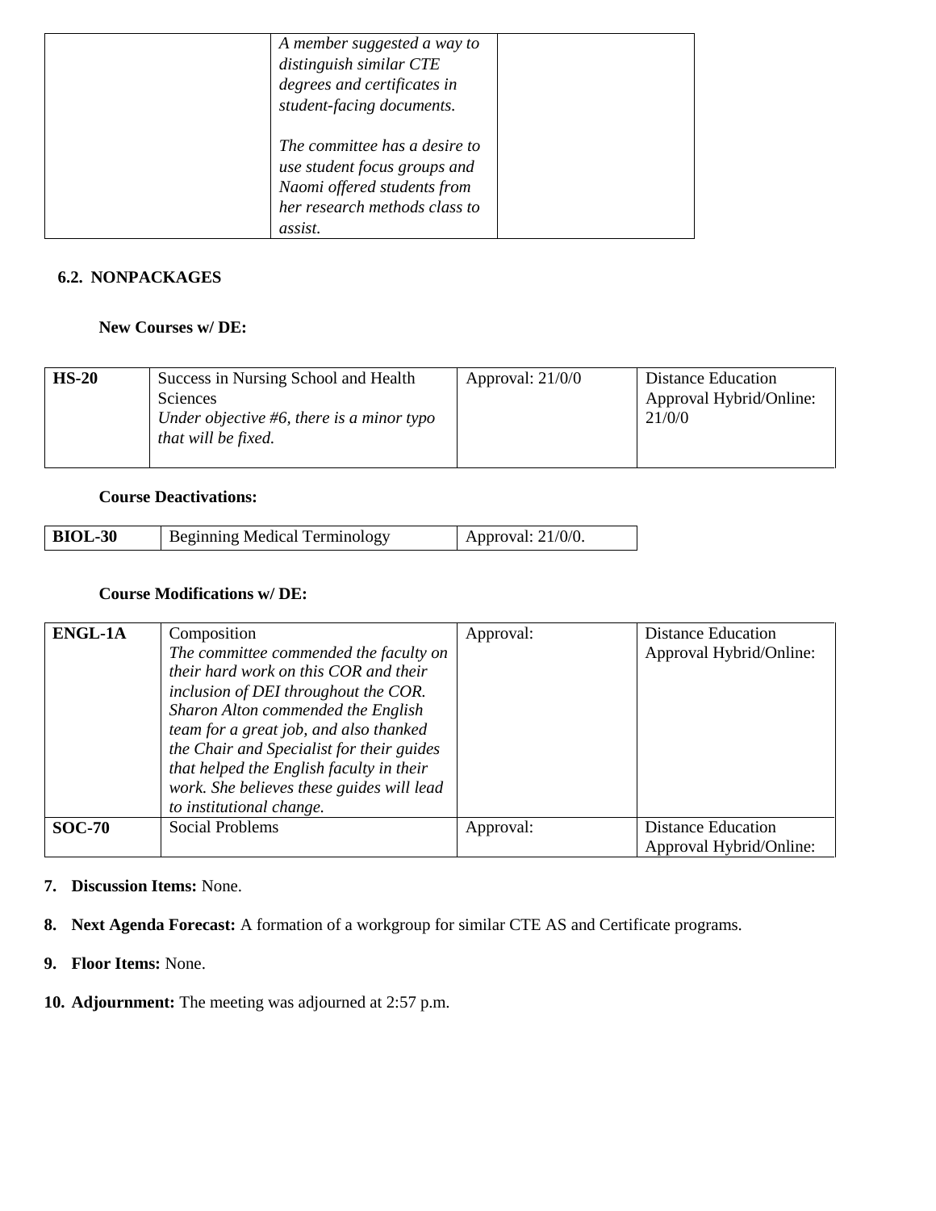| | | |
|---|---|---|
| | *A member suggested a way to distinguish similar CTE degrees and certificates in student-facing documents.*<br><br>*The committee has a desire to use student focus groups and Naomi offered students from her research methods class to assist.* | |

**6.2. NONPACKAGES**

**New Courses w/ DE:**

| | | | |
|---|---|---|---|
| **HS-20** | Success in Nursing School and Health Sciences<br>*Under objective #6, there is a minor typo that will be fixed.* | Approval: 21/0/0 | Distance Education Approval Hybrid/Online: 21/0/0 |

**Course Deactivations:**

| | | |
|---|---|---|
| **BIOL-30** | Beginning Medical Terminology | Approval: 21/0/0. |

**Course Modifications w/ DE:**

| | | | |
|---|---|---|---|
| **ENGL-1A** | Composition<br>*The committee commended the faculty on their hard work on this COR and their inclusion of DEI throughout the COR. Sharon Alton commended the English team for a great job, and also thanked the Chair and Specialist for their guides that helped the English faculty in their work. She believes these guides will lead to institutional change.* | Approval: | Distance Education Approval Hybrid/Online: |
| **SOC-70** | Social Problems | Approval: | Distance Education Approval Hybrid/Online: |

7. **Discussion Items:** None.

8. **Next Agenda Forecast:** A formation of a workgroup for similar CTE AS and Certificate programs.

9. **Floor Items:** None.

10. **Adjournment:** The meeting was adjourned at 2:57 p.m.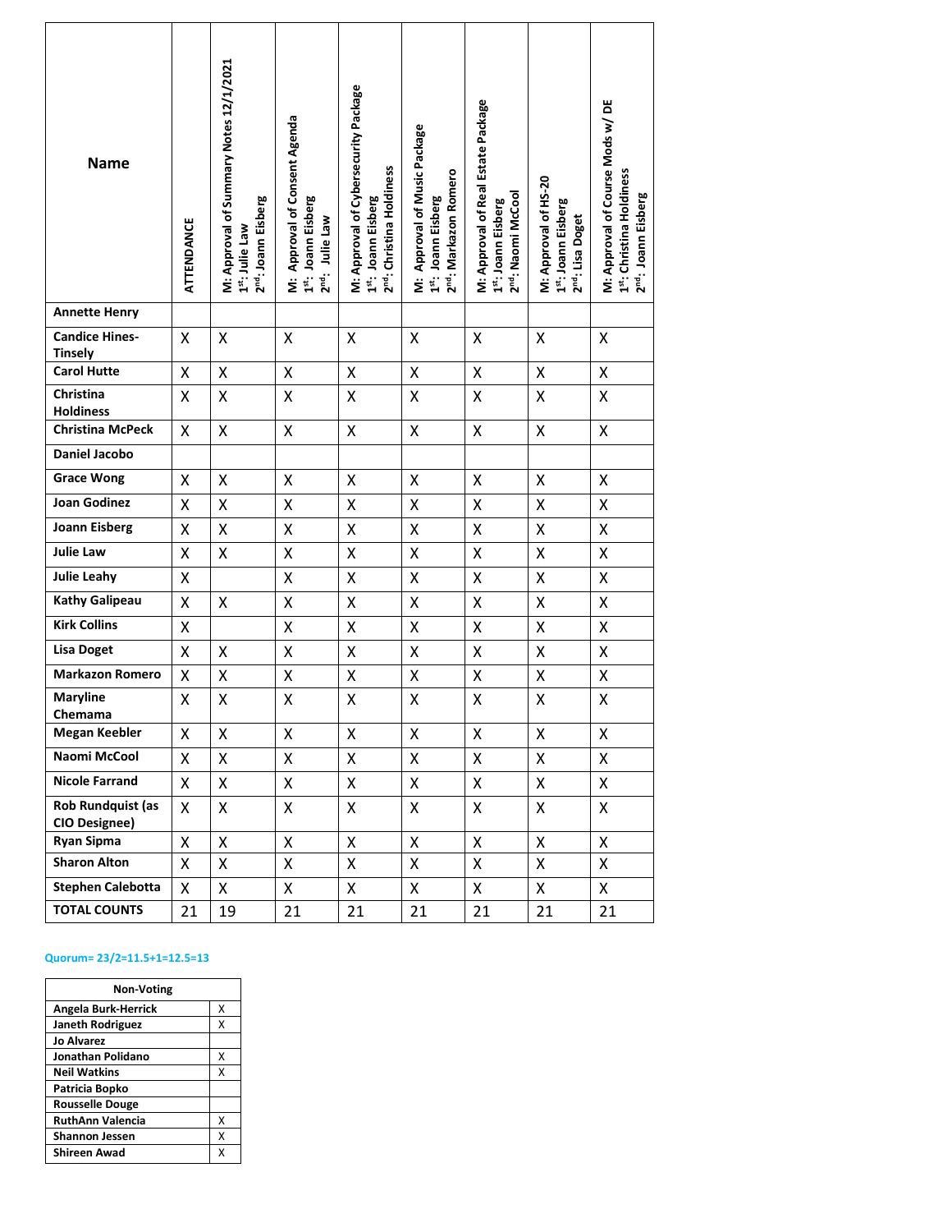| Name | ATTENDANCE | M: Approval of Summary Notes 12/1/2021 1st: Julie Law 2nd: Joann Eisberg | M: Approval of Consent Agenda 1st: Joann Eisberg 2nd: Julie Law | M: Approval of Cybersecurity Package 1st: Joann Eisberg 2nd: Christina Holdiness | M: Approval of Music Package 1st: Joann Eisberg 2nd: Markazon Romero | M: Approval of Real Estate Package 1st: Joann Eisberg 2nd: Naomi McCool | M: Approval of HS-20 1st: Joann Eisberg 2nd: Lisa Doget | M: Approval of Course Mods w/ DE 1st: Christina Holdiness 2nd: Joann Eisberg |
|---|---|---|---|---|---|---|---|---|
| Annette Henry | | | | | | | | |
| Candice Hines-Tinsely | X | X | X | X | X | X | X | X |
| Carol Hutte | X | X | X | X | X | X | X | X |
| Christina Holdiness | X | X | X | X | X | X | X | X |
| Christina McPeck | X | X | X | X | X | X | X | X |
| Daniel Jacobo | | | | | | | | |
| Grace Wong | X | X | X | X | X | X | X | X |
| Joan Godinez | X | X | X | X | X | X | X | X |
| Joann Eisberg | X | X | X | X | X | X | X | X |
| Julie Law | X | X | X | X | X | X | X | X |
| Julie Leahy | X | | X | X | X | X | X | X |
| Kathy Galipeau | X | X | X | X | X | X | X | X |
| Kirk Collins | X | | X | X | X | X | X | X |
| Lisa Doget | X | X | X | X | X | X | X | X |
| Markazon Romero | X | X | X | X | X | X | X | X |
| Maryline Chemama | X | X | X | X | X | X | X | X |
| Megan Keebler | X | X | X | X | X | X | X | X |
| Naomi McCool | X | X | X | X | X | X | X | X |
| Nicole Farrand | X | X | X | X | X | X | X | X |
| Rob Rundquist (as CIO Designee) | X | X | X | X | X | X | X | X |
| Ryan Sipma | X | X | X | X | X | X | X | X |
| Sharon Alton | X | X | X | X | X | X | X | X |
| Stephen Calebotta | X | X | X | X | X | X | X | X |
| TOTAL COUNTS | 21 | 19 | 21 | 21 | 21 | 21 | 21 | 21 |

Quorum= 23/2=11.5+1=12.5=13

| Non-Voting | |
|---|---|
| Angela Burk-Herrick | X |
| Janeth Rodriguez | X |
| Jo Alvarez | |
| Jonathan Polidano | X |
| Neil Watkins | X |
| Patricia Bopko | |
| Rousselle Douge | |
| RuthAnn Valencia | X |
| Shannon Jessen | X |
| Shireen Awad | X |